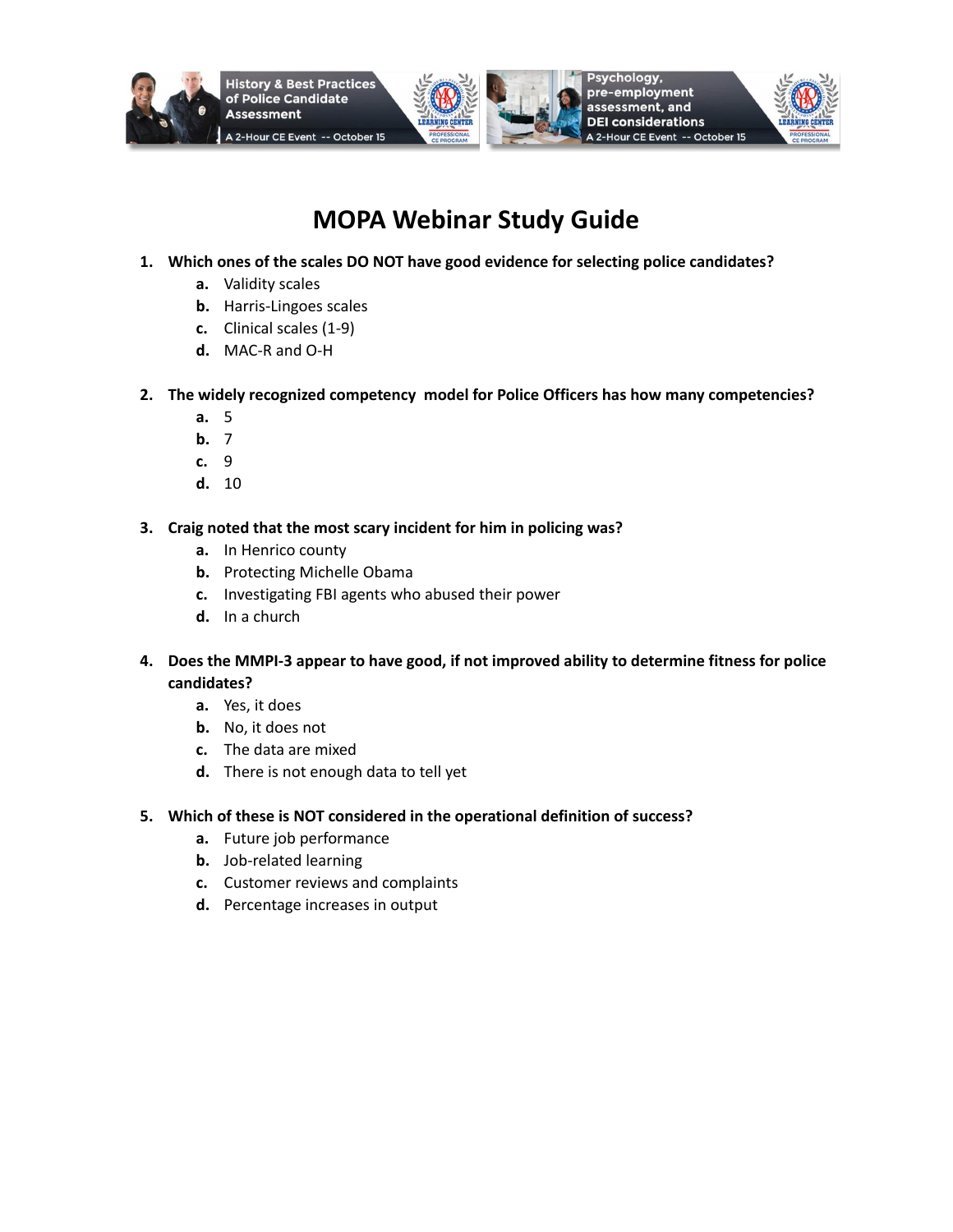History & Best Practices of Police Candidate Assessment
A 2-Hour CE Event -- October 15

Psychology, pre-employment assessment, and DEI considerations
A 2-Hour CE Event -- October 15

# MOPA Webinar Study Guide

1. **Which ones of the scales DO NOT have good evidence for selecting police candidates?**
   - **a.** Validity scales
   - **b.** Harris-Lingoes scales
   - **c.** Clinical scales (1-9)
   - **d.** MAC-R and O-H

2. **The widely recognized competency model for Police Officers has how many competencies?**
   - **a.** 5
   - **b.** 7
   - **c.** 9
   - **d.** 10

3. **Craig noted that the most scary incident for him in policing was?**
   - **a.** In Henrico county
   - **b.** Protecting Michelle Obama
   - **c.** Investigating FBI agents who abused their power
   - **d.** In a church

4. **Does the MMPI-3 appear to have good, if not improved ability to determine fitness for police candidates?**
   - **a.** Yes, it does
   - **b.** No, it does not
   - **c.** The data are mixed
   - **d.** There is not enough data to tell yet

5. **Which of these is NOT considered in the operational definition of success?**
   - **a.** Future job performance
   - **b.** Job-related learning
   - **c.** Customer reviews and complaints
   - **d.** Percentage increases in output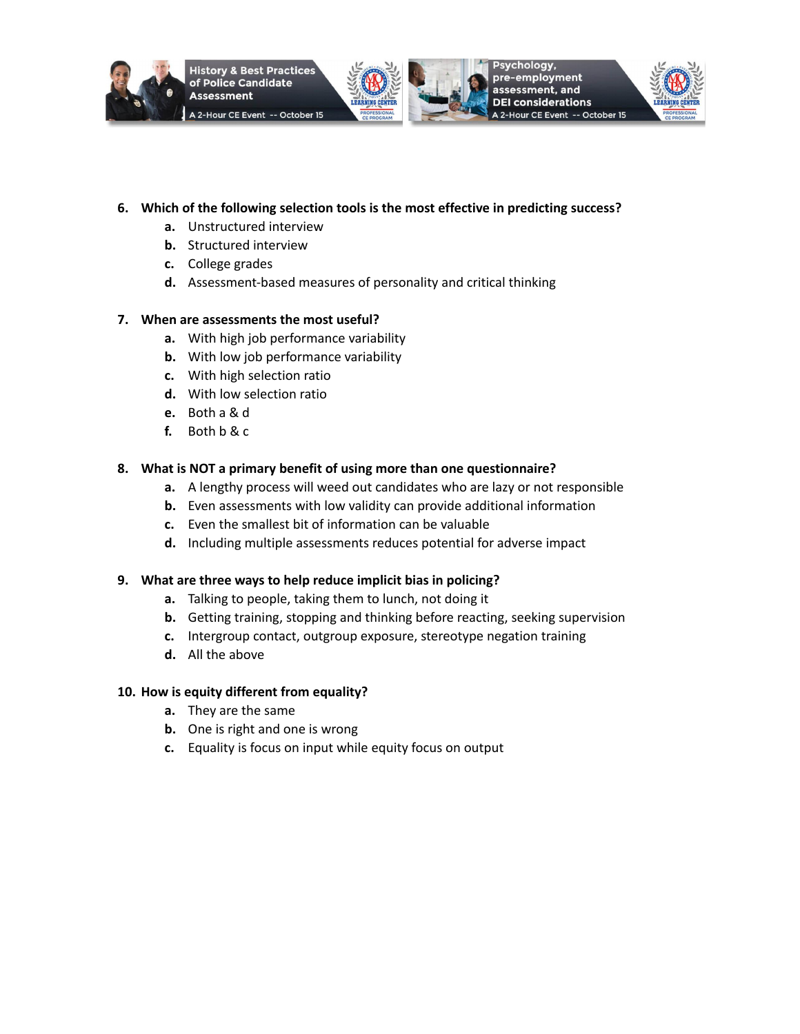6. **Which of the following selection tools is the most effective in predicting success?**
    a. Unstructured interview
    b. Structured interview
    c. College grades
    d. Assessment-based measures of personality and critical thinking

7. **When are assessments the most useful?**
    a. With high job performance variability
    b. With low job performance variability
    c. With high selection ratio
    d. With low selection ratio
    e. Both a & d
    f. Both b & c

8. **What is NOT a primary benefit of using more than one questionnaire?**
    a. A lengthy process will weed out candidates who are lazy or not responsible
    b. Even assessments with low validity can provide additional information
    c. Even the smallest bit of information can be valuable
    d. Including multiple assessments reduces potential for adverse impact

9. **What are three ways to help reduce implicit bias in policing?**
    a. Talking to people, taking them to lunch, not doing it
    b. Getting training, stopping and thinking before reacting, seeking supervision
    c. Intergroup contact, outgroup exposure, stereotype negation training
    d. All the above

10. **How is equity different from equality?**
    a. They are the same
    b. One is right and one is wrong
    c. Equality is focus on input while equity focus on output